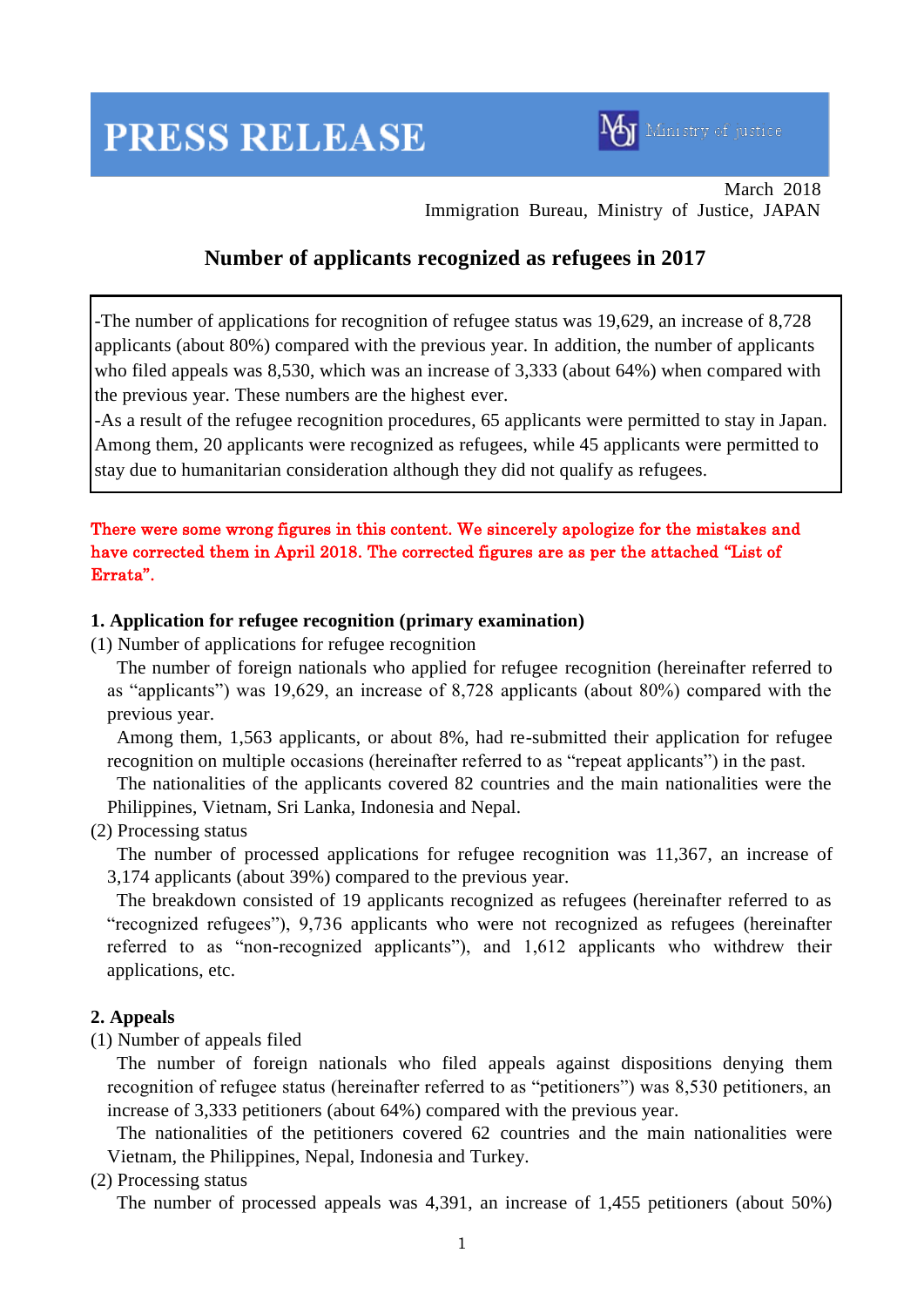# PRESS RELEASE

Ministry of Justice

March 2018
Immigration Bureau, Ministry of Justice, JAPAN

## Number of applicants recognized as refugees in 2017

-The number of applications for recognition of refugee status was 19,629, an increase of 8,728 applicants (about 80%) compared with the previous year. In addition, the number of applicants who filed appeals was 8,530, which was an increase of 3,333 (about 64%) when compared with the previous year. These numbers are the highest ever.
-As a result of the refugee recognition procedures, 65 applicants were permitted to stay in Japan. Among them, 20 applicants were recognized as refugees, while 45 applicants were permitted to stay due to humanitarian consideration although they did not qualify as refugees.

**There were some wrong figures in this content. We sincerely apologize for the mistakes and have corrected them in April 2018. The corrected figures are as per the attached "List of Errata".**

### 1. Application for refugee recognition (primary examination)

(1) Number of applications for refugee recognition

The number of foreign nationals who applied for refugee recognition (hereinafter referred to as "applicants") was 19,629, an increase of 8,728 applicants (about 80%) compared with the previous year.

Among them, 1,563 applicants, or about 8%, had re-submitted their application for refugee recognition on multiple occasions (hereinafter referred to as "repeat applicants") in the past.

The nationalities of the applicants covered 82 countries and the main nationalities were the Philippines, Vietnam, Sri Lanka, Indonesia and Nepal.

(2) Processing status

The number of processed applications for refugee recognition was 11,367, an increase of 3,174 applicants (about 39%) compared to the previous year.

The breakdown consisted of 19 applicants recognized as refugees (hereinafter referred to as "recognized refugees"), 9,736 applicants who were not recognized as refugees (hereinafter referred to as "non-recognized applicants"), and 1,612 applicants who withdrew their applications, etc.

### 2. Appeals

(1) Number of appeals filed

The number of foreign nationals who filed appeals against dispositions denying them recognition of refugee status (hereinafter referred to as "petitioners") was 8,530 petitioners, an increase of 3,333 petitioners (about 64%) compared with the previous year.

The nationalities of the petitioners covered 62 countries and the main nationalities were Vietnam, the Philippines, Nepal, Indonesia and Turkey.

(2) Processing status

The number of processed appeals was 4,391, an increase of 1,455 petitioners (about 50%)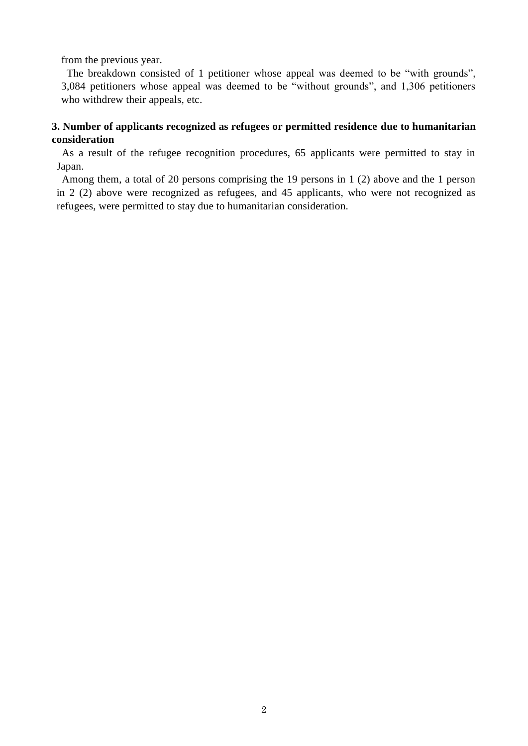from the previous year.

The breakdown consisted of 1 petitioner whose appeal was deemed to be “with grounds”, 3,084 petitioners whose appeal was deemed to be “without grounds”, and 1,306 petitioners who withdrew their appeals, etc.

**3. Number of applicants recognized as refugees or permitted residence due to humanitarian consideration**

As a result of the refugee recognition procedures, 65 applicants were permitted to stay in Japan.

Among them, a total of 20 persons comprising the 19 persons in 1 (2) above and the 1 person in 2 (2) above were recognized as refugees, and 45 applicants, who were not recognized as refugees, were permitted to stay due to humanitarian consideration.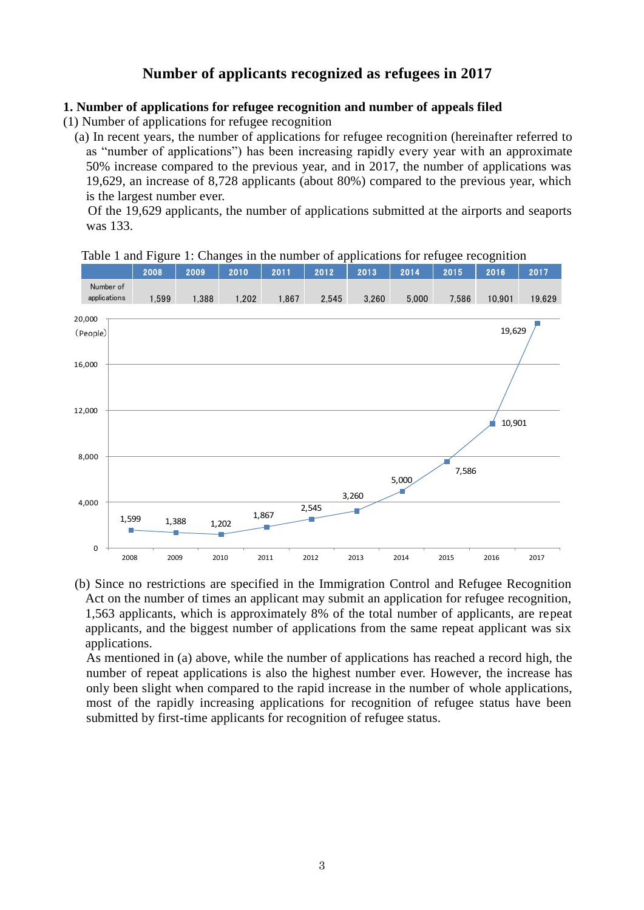## Number of applicants recognized as refugees in 2017

### 1. Number of applications for refugee recognition and number of appeals filed

(1) Number of applications for refugee recognition

(a) In recent years, the number of applications for refugee recognition (hereinafter referred to as "number of applications") has been increasing rapidly every year with an approximate 50% increase compared to the previous year, and in 2017, the number of applications was 19,629, an increase of 8,728 applicants (about 80%) compared to the previous year, which is the largest number ever.

Of the 19,629 applicants, the number of applications submitted at the airports and seaports was 133.

Table 1 and Figure 1: Changes in the number of applications for refugee recognition

| | 2008 | 2009 | 2010 | 2011 | 2012 | 2013 | 2014 | 2015 | 2016 | 2017 |
|---|---|---|---|---|---|---|---|---|---|---|
| Number of applications | 1,599 | 1,388 | 1,202 | 1,867 | 2,545 | 3,260 | 5,000 | 7,586 | 10,901 | 19,629 |

(b) Since no restrictions are specified in the Immigration Control and Refugee Recognition Act on the number of times an applicant may submit an application for refugee recognition, 1,563 applicants, which is approximately 8% of the total number of applicants, are repeat applicants, and the biggest number of applications from the same repeat applicant was six applications.

As mentioned in (a) above, while the number of applications has reached a record high, the number of repeat applications is also the highest number ever. However, the increase has only been slight when compared to the rapid increase in the number of whole applications, most of the rapidly increasing applications for recognition of refugee status have been submitted by first-time applicants for recognition of refugee status.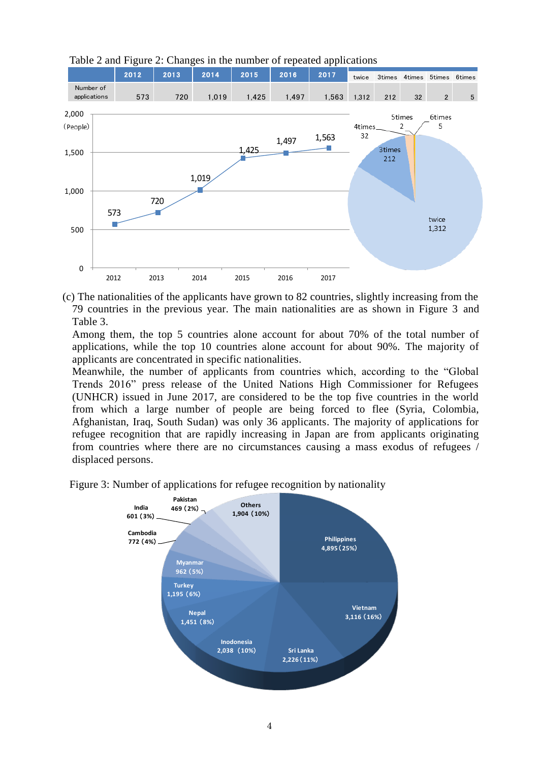Table 2 and Figure 2: Changes in the number of repeated applications

| | 2012 | 2013 | 2014 | 2015 | 2016 | 2017 | twice | 3times | 4times | 5times | 6times |
|---|---|---|---|---|---|---|---|---|---|---|---|
| Number of applications | 573 | 720 | 1,019 | 1,425 | 1,497 | 1,563 | 1,312 | 212 | 32 | 2 | 5 |

(c) The nationalities of the applicants have grown to 82 countries, slightly increasing from the 79 countries in the previous year. The main nationalities are as shown in Figure 3 and Table 3.

Among them, the top 5 countries alone account for about 70% of the total number of applications, while the top 10 countries alone account for about 90%. The majority of applicants are concentrated in specific nationalities.

Meanwhile, the number of applicants from countries which, according to the "Global Trends 2016" press release of the United Nations High Commissioner for Refugees (UNHCR) issued in June 2017, are considered to be the top five countries in the world from which a large number of people are being forced to flee (Syria, Colombia, Afghanistan, Iraq, South Sudan) was only 36 applicants. The majority of applications for refugee recognition that are rapidly increasing in Japan are from applicants originating from countries where there are no circumstances causing a mass exodus of refugees / displaced persons.

Figure 3: Number of applications for refugee recognition by nationality

| Nationality | Number (%) |
|---|---|
| Philippines | 4,895 (25%) |
| Vietnam | 3,116 (16%) |
| Sri Lanka | 2,226 (11%) |
| Inodonesia | 2,038 (10%) |
| Nepal | 1,451 (8%) |
| Turkey | 1,195 (6%) |
| Myanmar | 962 (5%) |
| Cambodia | 772 (4%) |
| India | 601 (3%) |
| Pakistan | 469 (2%) |
| Others | 1,904 (10%) |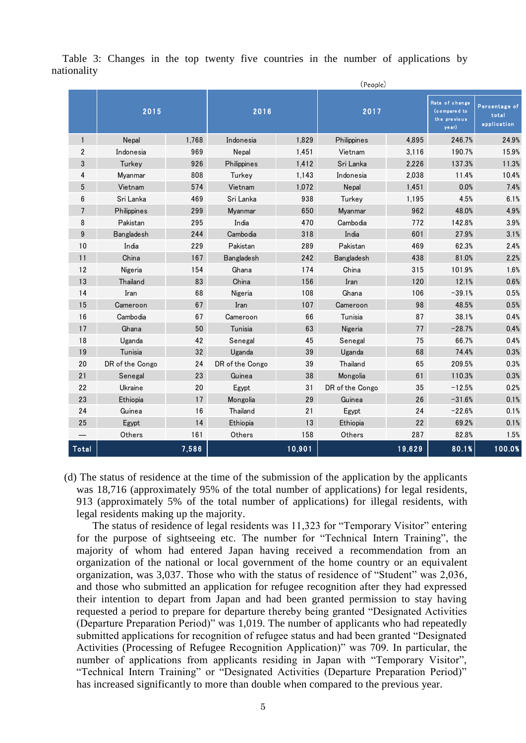Table 3: Changes in the top twenty five countries in the number of applications by nationality

(People)

| | 2015 | | 2016 | | 2017 | | Rate of change (compared to the previous year) | Percentage of total application |
|---|---|---|---|---|---|---|---|---|
| 1 | Nepal | 1,768 | Indonesia | 1,829 | Philippines | 4,895 | 246.7% | 24.9% |
| 2 | Indonesia | 969 | Nepal | 1,451 | Vietnam | 3,116 | 190.7% | 15.9% |
| 3 | Turkey | 926 | Philippines | 1,412 | Sri Lanka | 2,226 | 137.3% | 11.3% |
| 4 | Myanmar | 808 | Turkey | 1,143 | Indonesia | 2,038 | 11.4% | 10.4% |
| 5 | Vietnam | 574 | Vietnam | 1,072 | Nepal | 1,451 | 0.0% | 7.4% |
| 6 | Sri Lanka | 469 | Sri Lanka | 938 | Turkey | 1,195 | 4.5% | 6.1% |
| 7 | Philippines | 299 | Myanmar | 650 | Myanmar | 962 | 48.0% | 4.9% |
| 8 | Pakistan | 295 | India | 470 | Cambodia | 772 | 142.8% | 3.9% |
| 9 | Bangladesh | 244 | Cambodia | 318 | India | 601 | 27.9% | 3.1% |
| 10 | India | 229 | Pakistan | 289 | Pakistan | 469 | 62.3% | 2.4% |
| 11 | China | 167 | Bangladesh | 242 | Bangladesh | 438 | 81.0% | 2.2% |
| 12 | Nigeria | 154 | Ghana | 174 | China | 315 | 101.9% | 1.6% |
| 13 | Thailand | 83 | China | 156 | Iran | 120 | 12.1% | 0.6% |
| 14 | Iran | 68 | Nigeria | 108 | Ghana | 106 | −39.1% | 0.5% |
| 15 | Cameroon | 67 | Iran | 107 | Cameroon | 98 | 48.5% | 0.5% |
| 16 | Cambodia | 67 | Cameroon | 66 | Tunisia | 87 | 38.1% | 0.4% |
| 17 | Ghana | 50 | Tunisia | 63 | Nigeria | 77 | −28.7% | 0.4% |
| 18 | Uganda | 42 | Senegal | 45 | Senegal | 75 | 66.7% | 0.4% |
| 19 | Tunisia | 32 | Uganda | 39 | Uganda | 68 | 74.4% | 0.3% |
| 20 | DR of the Congo | 24 | DR of the Congo | 39 | Thailand | 65 | 209.5% | 0.3% |
| 21 | Senegal | 23 | Guinea | 38 | Mongolia | 61 | 110.3% | 0.3% |
| 22 | Ukraine | 20 | Egypt | 31 | DR of the Congo | 35 | −12.5% | 0.2% |
| 23 | Ethiopia | 17 | Mongolia | 29 | Guinea | 26 | −31.6% | 0.1% |
| 24 | Guinea | 16 | Thailand | 21 | Egypt | 24 | −22.6% | 0.1% |
| 25 | Egypt | 14 | Ethiopia | 13 | Ethiopia | 22 | 69.2% | 0.1% |
| — | Others | 161 | Others | 158 | Others | 287 | 82.8% | 1.5% |
| Total | | 7,586 | | 10,901 | | 19,629 | 80.1% | 100.0% |

(d) The status of residence at the time of the submission of the application by the applicants was 18,716 (approximately 95% of the total number of applications) for legal residents, 913 (approximately 5% of the total number of applications) for illegal residents, with legal residents making up the majority.

The status of residence of legal residents was 11,323 for "Temporary Visitor" entering for the purpose of sightseeing etc. The number for "Technical Intern Training", the majority of whom had entered Japan having received a recommendation from an organization of the national or local government of the home country or an equivalent organization, was 3,037. Those who with the status of residence of "Student" was 2,036, and those who submitted an application for refugee recognition after they had expressed their intention to depart from Japan and had been granted permission to stay having requested a period to prepare for departure thereby being granted "Designated Activities (Departure Preparation Period)" was 1,019. The number of applicants who had repeatedly submitted applications for recognition of refugee status and had been granted "Designated Activities (Processing of Refugee Recognition Application)" was 709. In particular, the number of applications from applicants residing in Japan with "Temporary Visitor", "Technical Intern Training" or "Designated Activities (Departure Preparation Period)" has increased significantly to more than double when compared to the previous year.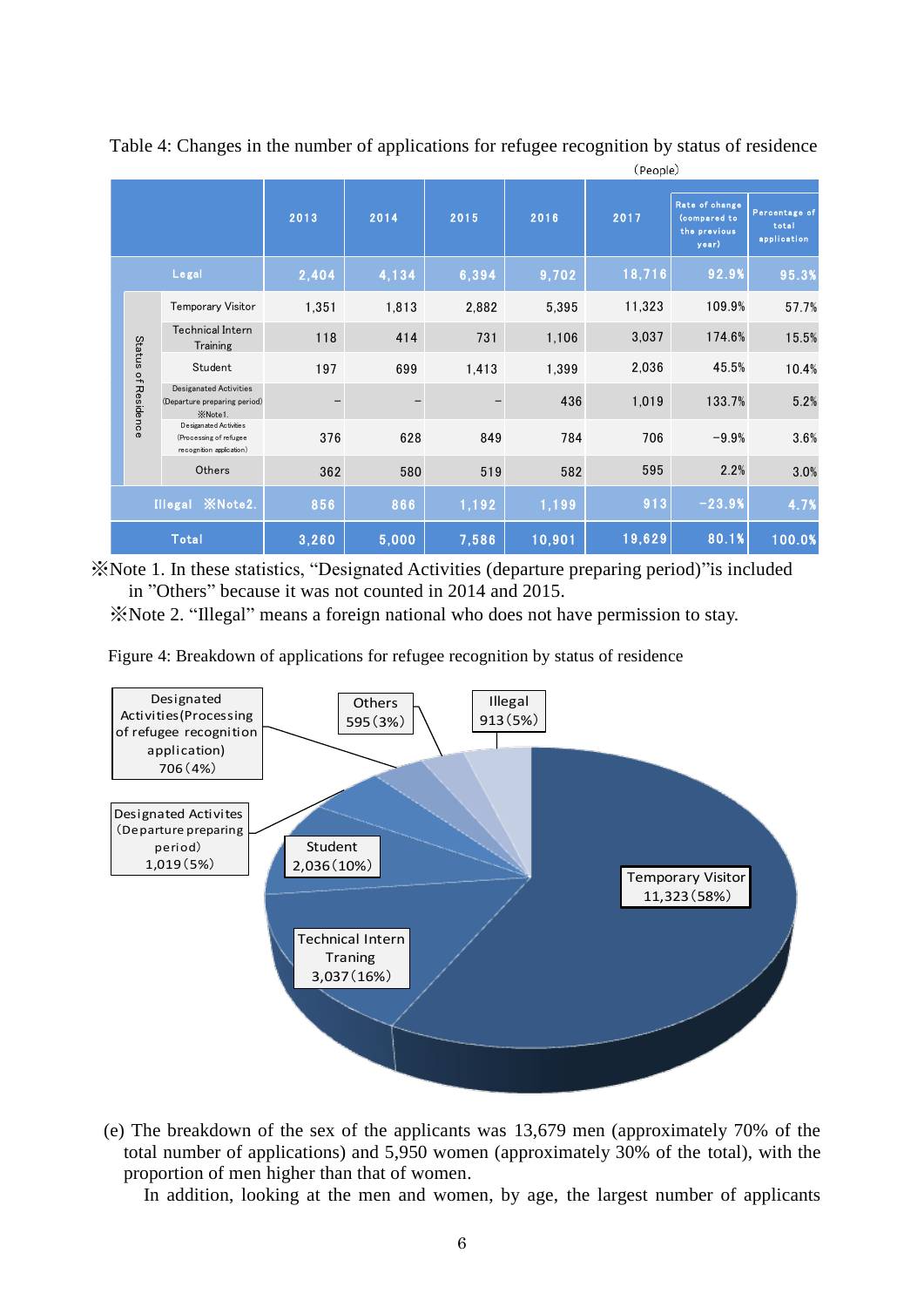Table 4: Changes in the number of applications for refugee recognition by status of residence

（People）

| | | 2013 | 2014 | 2015 | 2016 | 2017 | Rate of change (compared to the previous year) | Percentage of total application |
|---|---|---|---|---|---|---|---|---|
| Legal | | 2,404 | 4,134 | 6,394 | 9,702 | 18,716 | 92.9% | 95.3% |
| Status of Residence | Temporary Visitor | 1,351 | 1,813 | 2,882 | 5,395 | 11,323 | 109.9% | 57.7% |
| | Technical Intern Training | 118 | 414 | 731 | 1,106 | 3,037 | 174.6% | 15.5% |
| | Student | 197 | 699 | 1,413 | 1,399 | 2,036 | 45.5% | 10.4% |
| | Desiganated Activities (Departure preparing period) ※Note1. | – | – | – | 436 | 1,019 | 133.7% | 5.2% |
| | Desiganated Activities (Processing of refugee recognition application) | 376 | 628 | 849 | 784 | 706 | -9.9% | 3.6% |
| | Others | 362 | 580 | 519 | 582 | 595 | 2.2% | 3.0% |
| Illegal ※Note2. | | 856 | 866 | 1,192 | 1,199 | 913 | -23.9% | 4.7% |
| Total | | 3,260 | 5,000 | 7,586 | 10,901 | 19,629 | 80.1% | 100.0% |

※Note 1. In these statistics, "Designated Activities (departure preparing period)"is included in "Others" because it was not counted in 2014 and 2015.

※Note 2. "Illegal" means a foreign national who does not have permission to stay.

Figure 4: Breakdown of applications for refugee recognition by status of residence

| Status of residence | Applications |
|---|---|
| Temporary Visitor | 11,323 (58%) |
| Technical Intern Traning | 3,037 (16%) |
| Student | 2,036 (10%) |
| Designated Activites (Departure preparing period) | 1,019 (5%) |
| Designated Activities (Processing of refugee recognition application) | 706 (4%) |
| Others | 595 (3%) |
| Illegal | 913 (5%) |

(e) The breakdown of the sex of the applicants was 13,679 men (approximately 70% of the total number of applications) and 5,950 women (approximately 30% of the total), with the proportion of men higher than that of women.

In addition, looking at the men and women, by age, the largest number of applicants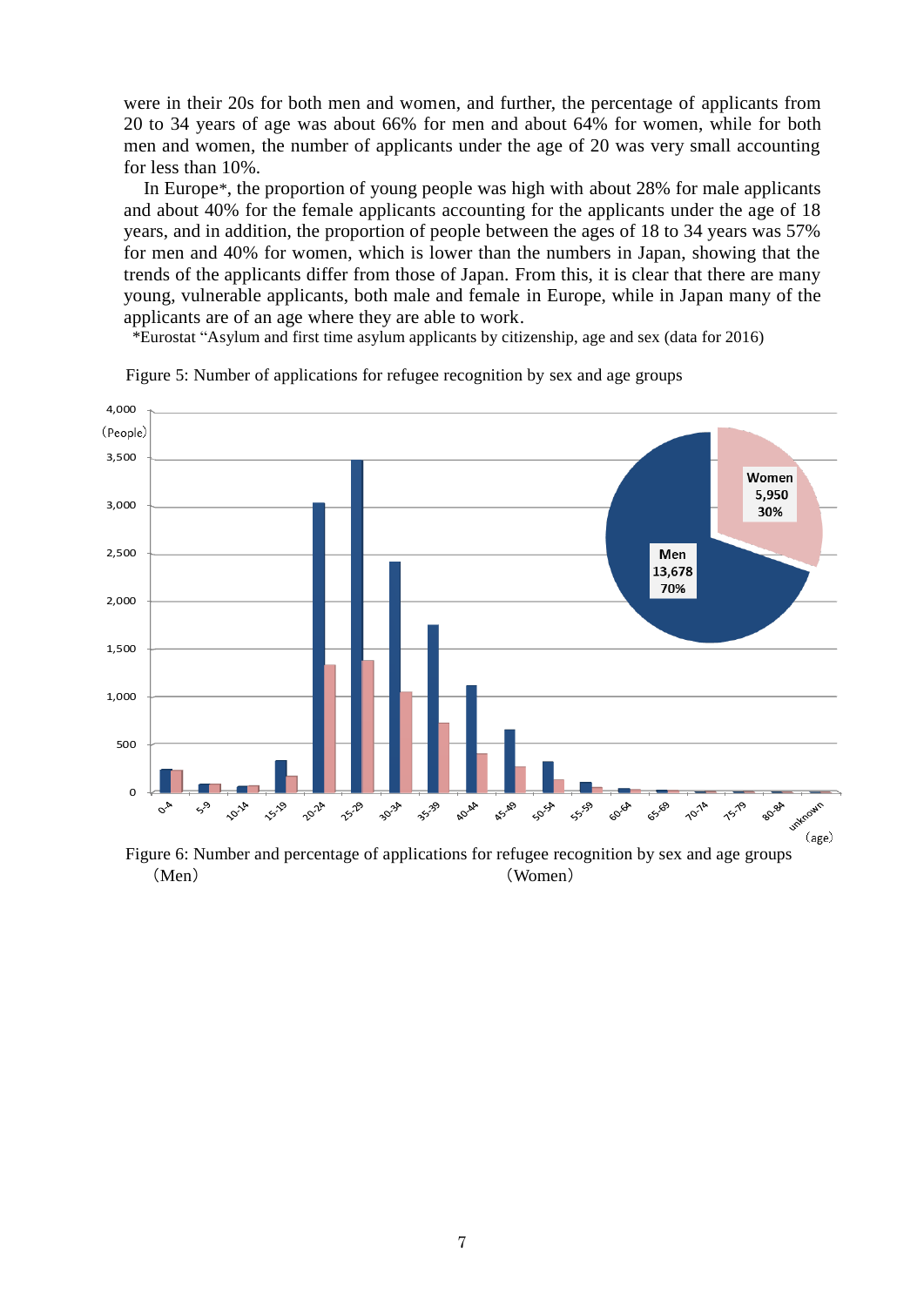were in their 20s for both men and women, and further, the percentage of applicants from 20 to 34 years of age was about 66% for men and about 64% for women, while for both men and women, the number of applicants under the age of 20 was very small accounting for less than 10%.

In Europe*, the proportion of young people was high with about 28% for male applicants and about 40% for the female applicants accounting for the applicants under the age of 18 years, and in addition, the proportion of people between the ages of 18 to 34 years was 57% for men and 40% for women, which is lower than the numbers in Japan, showing that the trends of the applicants differ from those of Japan. From this, it is clear that there are many young, vulnerable applicants, both male and female in Europe, while in Japan many of the applicants are of an age where they are able to work.

*Eurostat "Asylum and first time asylum applicants by citizenship, age and sex (data for 2016)

Figure 5: Number of applications for refugee recognition by sex and age groups

Figure 6: Number and percentage of applications for refugee recognition by sex and age groups
（Men）（Women）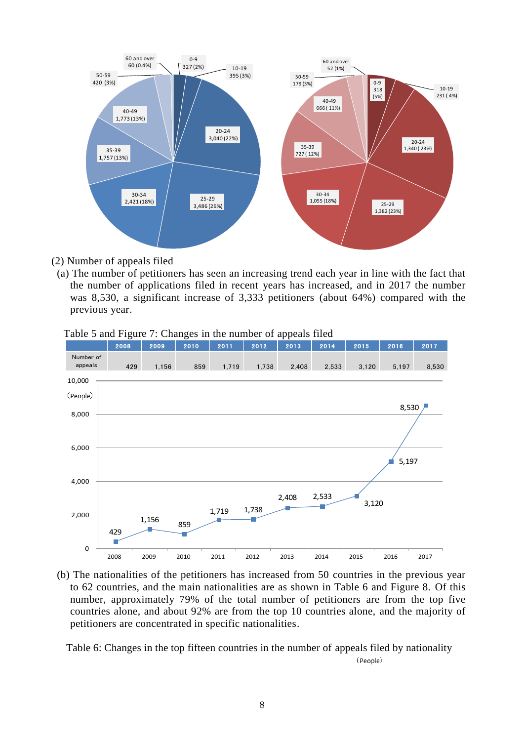(2) Number of appeals filed

(a) The number of petitioners has seen an increasing trend each year in line with the fact that the number of applications filed in recent years has increased, and in 2017 the number was 8,530, a significant increase of 3,333 petitioners (about 64%) compared with the previous year.

Table 5 and Figure 7: Changes in the number of appeals filed

| | 2008 | 2009 | 2010 | 2011 | 2012 | 2013 | 2014 | 2015 | 2016 | 2017 |
|---|---|---|---|---|---|---|---|---|---|---|
| Number of appeals | 429 | 1,156 | 859 | 1,719 | 1,738 | 2,408 | 2,533 | 3,120 | 5,197 | 8,530 |

(b) The nationalities of the petitioners has increased from 50 countries in the previous year to 62 countries, and the main nationalities are as shown in Table 6 and Figure 8. Of this number, approximately 79% of the total number of petitioners are from the top five countries alone, and about 92% are from the top 10 countries alone, and the majority of petitioners are concentrated in specific nationalities.

Table 6: Changes in the top fifteen countries in the number of appeals filed by nationality

(People)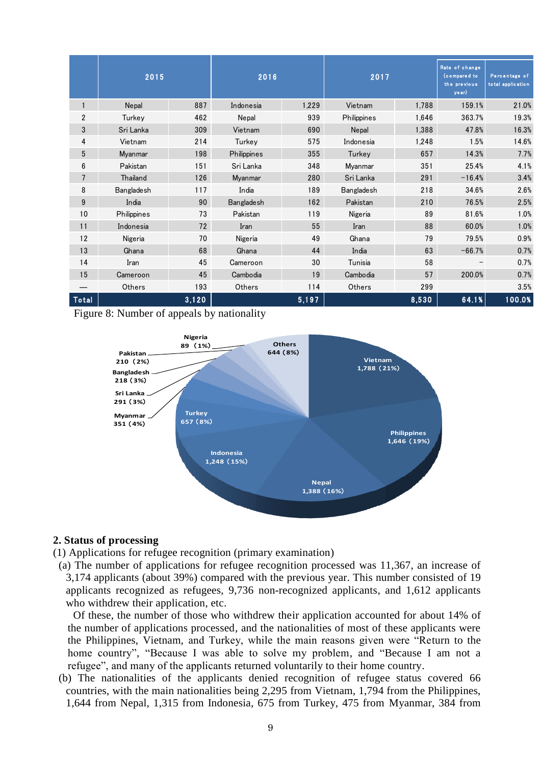| | 2015 | | 2016 | | 2017 | | Rate of change (compared to the previous year) | Percentage of total application |
|---|---|---|---|---|---|---|---|---|
| 1 | Nepal | 887 | Indonesia | 1,229 | Vietnam | 1,788 | 159.1% | 21.0% |
| 2 | Turkey | 462 | Nepal | 939 | Philippines | 1,646 | 363.7% | 19.3% |
| 3 | Sri Lanka | 309 | Vietnam | 690 | Nepal | 1,388 | 47.8% | 16.3% |
| 4 | Vietnam | 214 | Turkey | 575 | Indonesia | 1,248 | 1.5% | 14.6% |
| 5 | Myanmar | 198 | Philippines | 355 | Turkey | 657 | 14.3% | 7.7% |
| 6 | Pakistan | 151 | Sri Lanka | 348 | Myanmar | 351 | 25.4% | 4.1% |
| 7 | Thailand | 126 | Myanmar | 280 | Sri Lanka | 291 | −16.4% | 3.4% |
| 8 | Bangladesh | 117 | India | 189 | Bangladesh | 218 | 34.6% | 2.6% |
| 9 | India | 90 | Bangladesh | 162 | Pakistan | 210 | 76.5% | 2.5% |
| 10 | Philippines | 73 | Pakistan | 119 | Nigeria | 89 | 81.6% | 1.0% |
| 11 | Indonesia | 72 | Iran | 55 | Iran | 88 | 60.0% | 1.0% |
| 12 | Nigeria | 70 | Nigeria | 49 | Ghana | 79 | 79.5% | 0.9% |
| 13 | Ghana | 68 | Ghana | 44 | India | 63 | −66.7% | 0.7% |
| 14 | Iran | 45 | Cameroon | 30 | Tunisia | 58 | − | 0.7% |
| 15 | Cameroon | 45 | Cambodia | 19 | Cambodia | 57 | 200.0% | 0.7% |
| — | Others | 193 | Others | 114 | Others | 299 | | 3.5% |
| Total | | 3,120 | | 5,197 | | 8,530 | 64.1% | 100.0% |

Figure 8: Number of appeals by nationality

## 2. Status of processing

(1) Applications for refugee recognition (primary examination)

(a) The number of applications for refugee recognition processed was 11,367, an increase of 3,174 applicants (about 39%) compared with the previous year. This number consisted of 19 applicants recognized as refugees, 9,736 non-recognized applicants, and 1,612 applicants who withdrew their application, etc.

Of these, the number of those who withdrew their application accounted for about 14% of the number of applications processed, and the nationalities of most of these applicants were the Philippines, Vietnam, and Turkey, while the main reasons given were "Return to the home country", "Because I was able to solve my problem, and "Because I am not a refugee", and many of the applicants returned voluntarily to their home country.

(b) The nationalities of the applicants denied recognition of refugee status covered 66 countries, with the main nationalities being 2,295 from Vietnam, 1,794 from the Philippines, 1,644 from Nepal, 1,315 from Indonesia, 675 from Turkey, 475 from Myanmar, 384 from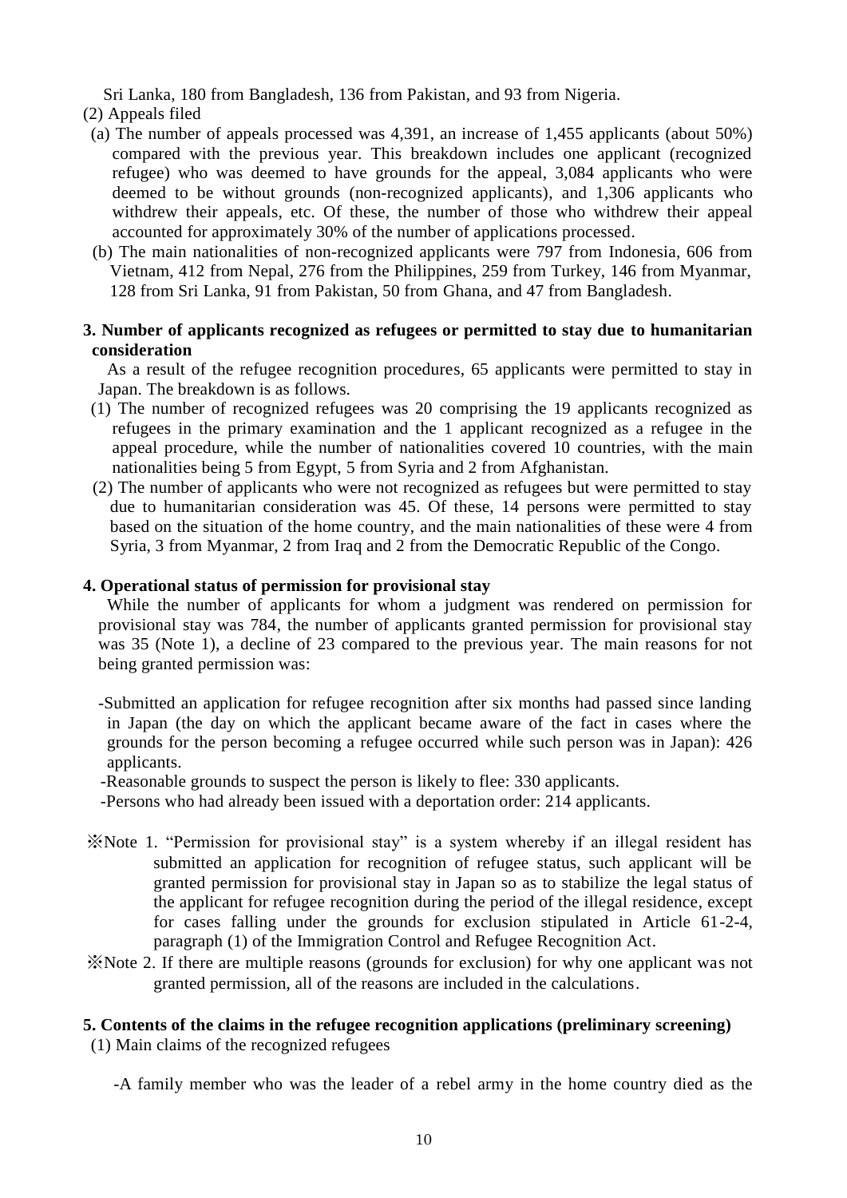Sri Lanka, 180 from Bangladesh, 136 from Pakistan, and 93 from Nigeria.

(2) Appeals filed

(a) The number of appeals processed was 4,391, an increase of 1,455 applicants (about 50%) compared with the previous year. This breakdown includes one applicant (recognized refugee) who was deemed to have grounds for the appeal, 3,084 applicants who were deemed to be without grounds (non-recognized applicants), and 1,306 applicants who withdrew their appeals, etc. Of these, the number of those who withdrew their appeal accounted for approximately 30% of the number of applications processed.

(b) The main nationalities of non-recognized applicants were 797 from Indonesia, 606 from Vietnam, 412 from Nepal, 276 from the Philippines, 259 from Turkey, 146 from Myanmar, 128 from Sri Lanka, 91 from Pakistan, 50 from Ghana, and 47 from Bangladesh.

**3. Number of applicants recognized as refugees or permitted to stay due to humanitarian consideration**

As a result of the refugee recognition procedures, 65 applicants were permitted to stay in Japan. The breakdown is as follows.

(1) The number of recognized refugees was 20 comprising the 19 applicants recognized as refugees in the primary examination and the 1 applicant recognized as a refugee in the appeal procedure, while the number of nationalities covered 10 countries, with the main nationalities being 5 from Egypt, 5 from Syria and 2 from Afghanistan.

(2) The number of applicants who were not recognized as refugees but were permitted to stay due to humanitarian consideration was 45. Of these, 14 persons were permitted to stay based on the situation of the home country, and the main nationalities of these were 4 from Syria, 3 from Myanmar, 2 from Iraq and 2 from the Democratic Republic of the Congo.

**4. Operational status of permission for provisional stay**

While the number of applicants for whom a judgment was rendered on permission for provisional stay was 784, the number of applicants granted permission for provisional stay was 35 (Note 1), a decline of 23 compared to the previous year. The main reasons for not being granted permission was:

-Submitted an application for refugee recognition after six months had passed since landing in Japan (the day on which the applicant became aware of the fact in cases where the grounds for the person becoming a refugee occurred while such person was in Japan): 426 applicants.

-Reasonable grounds to suspect the person is likely to flee: 330 applicants.

-Persons who had already been issued with a deportation order: 214 applicants.

※Note 1. "Permission for provisional stay" is a system whereby if an illegal resident has submitted an application for recognition of refugee status, such applicant will be granted permission for provisional stay in Japan so as to stabilize the legal status of the applicant for refugee recognition during the period of the illegal residence, except for cases falling under the grounds for exclusion stipulated in Article 61-2-4, paragraph (1) of the Immigration Control and Refugee Recognition Act.

※Note 2. If there are multiple reasons (grounds for exclusion) for why one applicant was not granted permission, all of the reasons are included in the calculations.

**5. Contents of the claims in the refugee recognition applications (preliminary screening)**

(1) Main claims of the recognized refugees

-A family member who was the leader of a rebel army in the home country died as the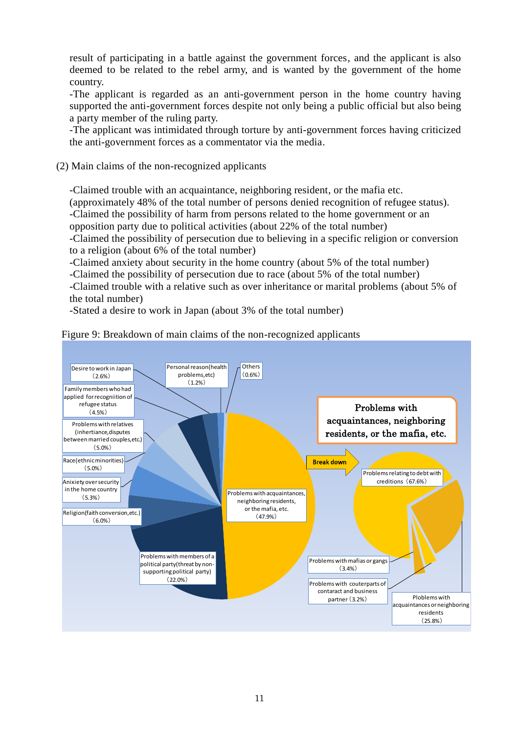result of participating in a battle against the government forces, and the applicant is also deemed to be related to the rebel army, and is wanted by the government of the home country.

-The applicant is regarded as an anti-government person in the home country having supported the anti-government forces despite not only being a public official but also being a party member of the ruling party.

-The applicant was intimidated through torture by anti-government forces having criticized the anti-government forces as a commentator via the media.

(2) Main claims of the non-recognized applicants

-Claimed trouble with an acquaintance, neighboring resident, or the mafia etc. (approximately 48% of the total number of persons denied recognition of refugee status).

-Claimed the possibility of harm from persons related to the home government or an opposition party due to political activities (about 22% of the total number)

-Claimed the possibility of persecution due to believing in a specific religion or conversion to a religion (about 6% of the total number)

-Claimed anxiety about security in the home country (about 5% of the total number)

-Claimed the possibility of persecution due to race (about 5% of the total number)

-Claimed trouble with a relative such as over inheritance or marital problems (about 5% of the total number)

-Stated a desire to work in Japan (about 3% of the total number)

Figure 9: Breakdown of main claims of the non-recognized applicants

Desire to work in Japan (2.6%)
Personal reason(health problems,etc) (1.2%)
Others (0.6%)
Family members who had applied for recogniition of refugee status (4.5%)
Problems with relatives (inhertiance,disputes between married couples,etc) (5.0%)
Race(ethnic minorities) (5.0%)
Anixiety over security in the home country (5.3%)
Religion(faith conversion,etc.) (6.0%)
Problems with members of a political party(threat by non-supporting political party) (22.0%)
Problems with acquaintances, neighboring residents, or the mafia, etc. (47.9%)

Break down

Problems with acquaintances, neighboring residents, or the mafia, etc.

Problems relating to debt with creditions (67.6%)
Problems with mafias or gangs (3.4%)
Problems with couterparts of contaract and business partner (3.2%)
Ploblems with acquaintances or neighboring residents (25.8%)